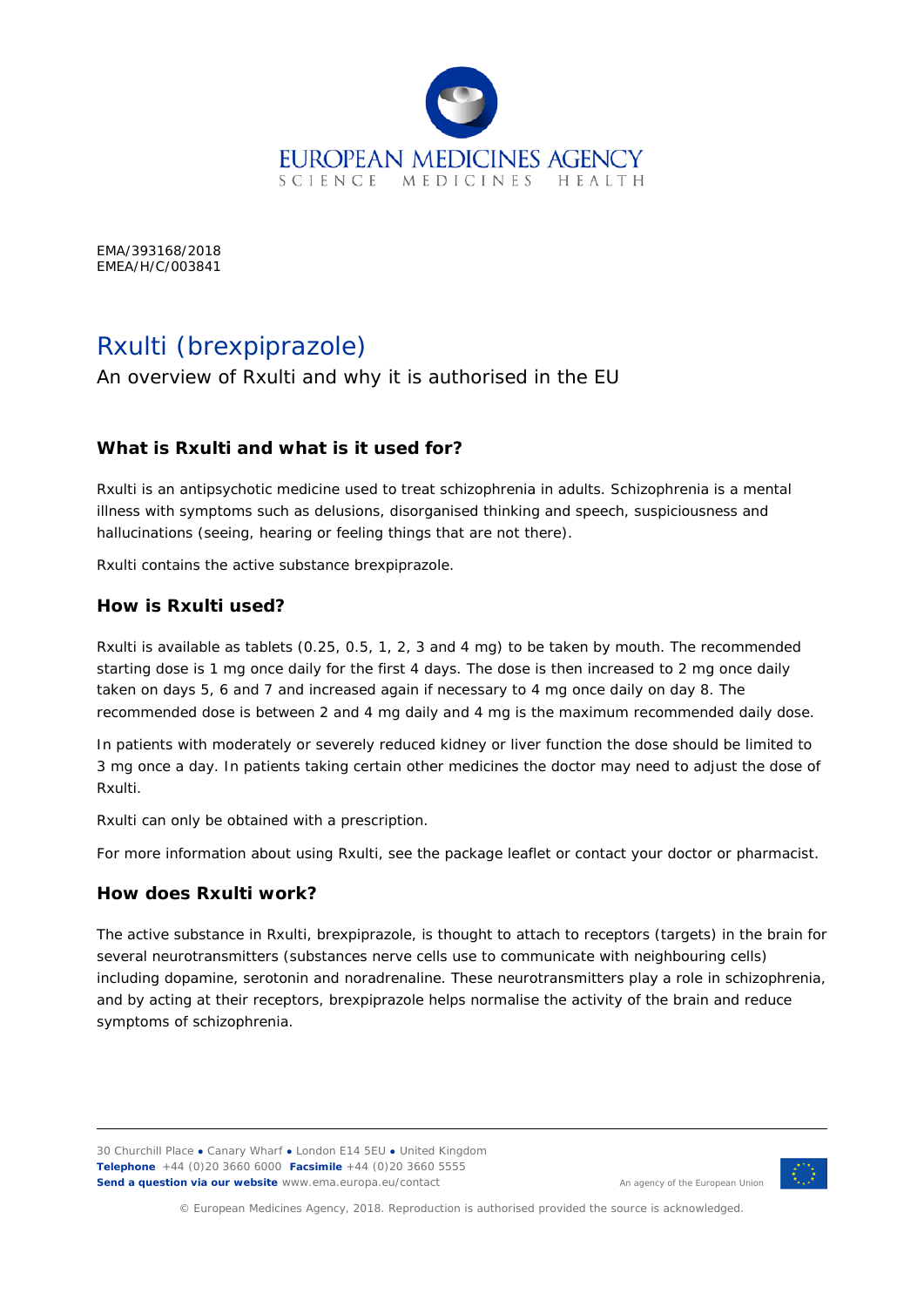EMA/393168/2018
EMEA/H/C/003841

# Rxulti (brexpiprazole)

An overview of Rxulti and why it is authorised in the EU

## What is Rxulti and what is it used for?

Rxulti is an antipsychotic medicine used to treat schizophrenia in adults. Schizophrenia is a mental illness with symptoms such as delusions, disorganised thinking and speech, suspiciousness and hallucinations (seeing, hearing or feeling things that are not there).

Rxulti contains the active substance brexpiprazole.

## How is Rxulti used?

Rxulti is available as tablets (0.25, 0.5, 1, 2, 3 and 4 mg) to be taken by mouth. The recommended starting dose is 1 mg once daily for the first 4 days. The dose is then increased to 2 mg once daily taken on days 5, 6 and 7 and increased again if necessary to 4 mg once daily on day 8. The recommended dose is between 2 and 4 mg daily and 4 mg is the maximum recommended daily dose.

In patients with moderately or severely reduced kidney or liver function the dose should be limited to 3 mg once a day. In patients taking certain other medicines the doctor may need to adjust the dose of Rxulti.

Rxulti can only be obtained with a prescription.

For more information about using Rxulti, see the package leaflet or contact your doctor or pharmacist.

## How does Rxulti work?

The active substance in Rxulti, brexpiprazole, is thought to attach to receptors (targets) in the brain for several neurotransmitters (substances nerve cells use to communicate with neighbouring cells) including dopamine, serotonin and noradrenaline. These neurotransmitters play a role in schizophrenia, and by acting at their receptors, brexpiprazole helps normalise the activity of the brain and reduce symptoms of schizophrenia.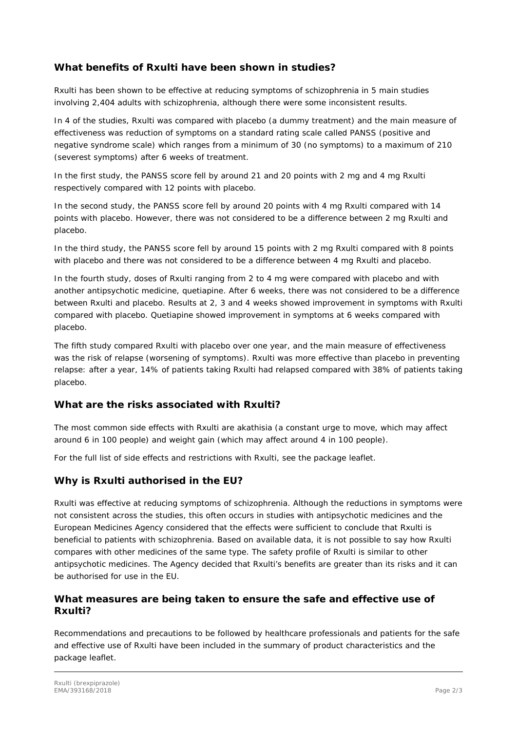## What benefits of Rxulti have been shown in studies?

Rxulti has been shown to be effective at reducing symptoms of schizophrenia in 5 main studies involving 2,404 adults with schizophrenia, although there were some inconsistent results.

In 4 of the studies, Rxulti was compared with placebo (a dummy treatment) and the main measure of effectiveness was reduction of symptoms on a standard rating scale called PANSS (positive and negative syndrome scale) which ranges from a minimum of 30 (no symptoms) to a maximum of 210 (severest symptoms) after 6 weeks of treatment.

In the first study, the PANSS score fell by around 21 and 20 points with 2 mg and 4 mg Rxulti respectively compared with 12 points with placebo.

In the second study, the PANSS score fell by around 20 points with 4 mg Rxulti compared with 14 points with placebo. However, there was not considered to be a difference between 2 mg Rxulti and placebo.

In the third study, the PANSS score fell by around 15 points with 2 mg Rxulti compared with 8 points with placebo and there was not considered to be a difference between 4 mg Rxulti and placebo.

In the fourth study, doses of Rxulti ranging from 2 to 4 mg were compared with placebo and with another antipsychotic medicine, quetiapine. After 6 weeks, there was not considered to be a difference between Rxulti and placebo. Results at 2, 3 and 4 weeks showed improvement in symptoms with Rxulti compared with placebo. Quetiapine showed improvement in symptoms at 6 weeks compared with placebo.

The fifth study compared Rxulti with placebo over one year, and the main measure of effectiveness was the risk of relapse (worsening of symptoms). Rxulti was more effective than placebo in preventing relapse: after a year, 14% of patients taking Rxulti had relapsed compared with 38% of patients taking placebo.

## What are the risks associated with Rxulti?

The most common side effects with Rxulti are akathisia (a constant urge to move, which may affect around 6 in 100 people) and weight gain (which may affect around 4 in 100 people).

For the full list of side effects and restrictions with Rxulti, see the package leaflet.

## Why is Rxulti authorised in the EU?

Rxulti was effective at reducing symptoms of schizophrenia. Although the reductions in symptoms were not consistent across the studies, this often occurs in studies with antipsychotic medicines and the European Medicines Agency considered that the effects were sufficient to conclude that Rxulti is beneficial to patients with schizophrenia. Based on available data, it is not possible to say how Rxulti compares with other medicines of the same type. The safety profile of Rxulti is similar to other antipsychotic medicines. The Agency decided that Rxulti's benefits are greater than its risks and it can be authorised for use in the EU.

## What measures are being taken to ensure the safe and effective use of Rxulti?

Recommendations and precautions to be followed by healthcare professionals and patients for the safe and effective use of Rxulti have been included in the summary of product characteristics and the package leaflet.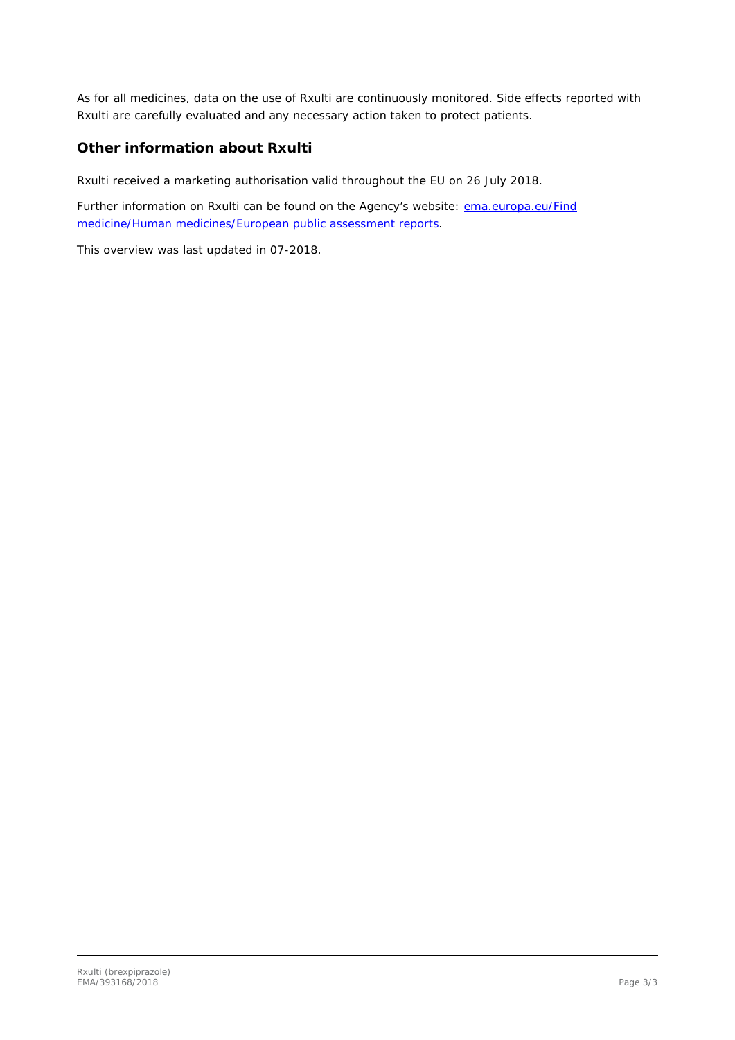As for all medicines, data on the use of Rxulti are continuously monitored. Side effects reported with Rxulti are carefully evaluated and any necessary action taken to protect patients.

## Other information about Rxulti

Rxulti received a marketing authorisation valid throughout the EU on 26 July 2018.

Further information on Rxulti can be found on the Agency's website: [ema.europa.eu/Find medicine/Human medicines/European public assessment reports](ema.europa.eu/Find medicine/Human medicines/European public assessment reports).

This overview was last updated in 07-2018.